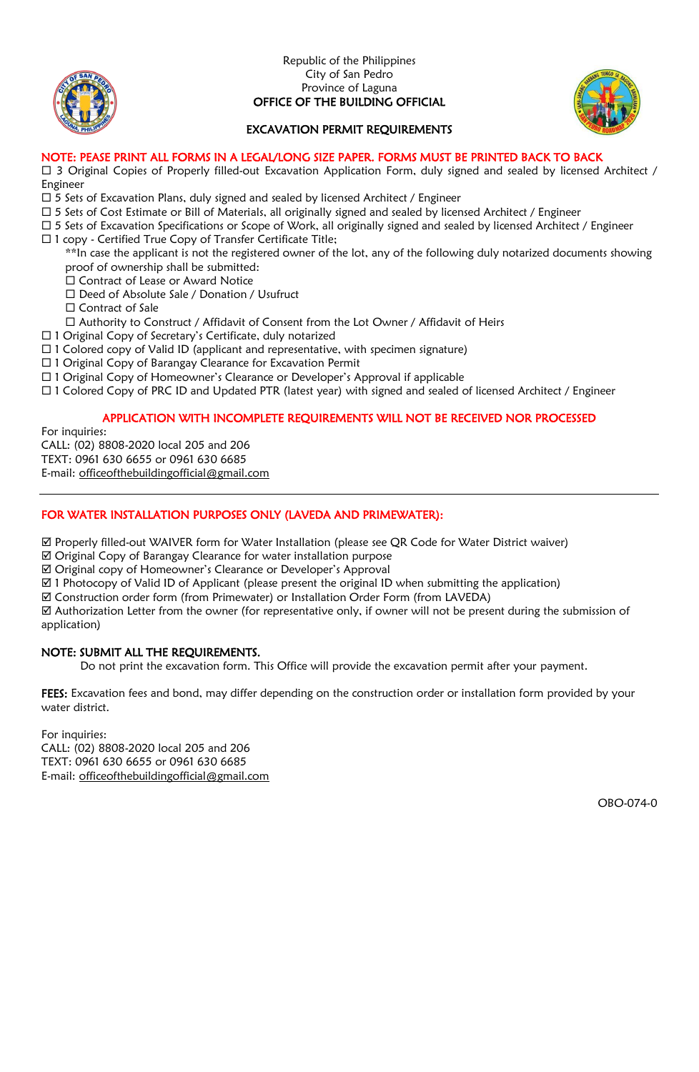Republic of the Philippines
City of San Pedro
Province of Laguna

**OFFICE OF THE BUILDING OFFICIAL**

## EXCAVATION PERMIT REQUIREMENTS

**NOTE: PEASE PRINT ALL FORMS IN A LEGAL/LONG SIZE PAPER. FORMS MUST BE PRINTED BACK TO BACK**

☐ 3 Original Copies of Properly filled-out Excavation Application Form, duly signed and sealed by licensed Architect / Engineer
☐ 5 Sets of Excavation Plans, duly signed and sealed by licensed Architect / Engineer
☐ 5 Sets of Cost Estimate or Bill of Materials, all originally signed and sealed by licensed Architect / Engineer
☐ 5 Sets of Excavation Specifications or Scope of Work, all originally signed and sealed by licensed Architect / Engineer
☐ 1 copy - Certified True Copy of Transfer Certificate Title;

**In case the applicant is not the registered owner of the lot, any of the following duly notarized documents showing proof of ownership shall be submitted:

☐ Contract of Lease or Award Notice
☐ Deed of Absolute Sale / Donation / Usufruct
☐ Contract of Sale
☐ Authority to Construct / Affidavit of Consent from the Lot Owner / Affidavit of Heirs

☐ 1 Original Copy of Secretary's Certificate, duly notarized
☐ 1 Colored copy of Valid ID (applicant and representative, with specimen signature)
☐ 1 Original Copy of Barangay Clearance for Excavation Permit
☐ 1 Original Copy of Homeowner's Clearance or Developer's Approval if applicable
☐ 1 Colored Copy of PRC ID and Updated PTR (latest year) with signed and sealed of licensed Architect / Engineer

**APPLICATION WITH INCOMPLETE REQUIREMENTS WILL NOT BE RECEIVED NOR PROCESSED**

For inquiries:
CALL: (02) 8808-2020 local 205 and 206
TEXT: 0961 630 6655 or 0961 630 6685
E-mail: officeofthebuildingofficial@gmail.com

---

**FOR WATER INSTALLATION PURPOSES ONLY (LAVEDA AND PRIMEWATER):**

☑ Properly filled-out WAIVER form for Water Installation (please see QR Code for Water District waiver)
☑ Original Copy of Barangay Clearance for water installation purpose
☑ Original copy of Homeowner's Clearance or Developer's Approval
☑ 1 Photocopy of Valid ID of Applicant (please present the original ID when submitting the application)
☑ Construction order form (from Primewater) or Installation Order Form (from LAVEDA)
☑ Authorization Letter from the owner (for representative only, if owner will not be present during the submission of application)

**NOTE: SUBMIT ALL THE REQUIREMENTS.**
Do not print the excavation form. This Office will provide the excavation permit after your payment.

**FEES:** Excavation fees and bond, may differ depending on the construction order or installation form provided by your water district.

For inquiries:
CALL: (02) 8808-2020 local 205 and 206
TEXT: 0961 630 6655 or 0961 630 6685
E-mail: officeofthebuildingofficial@gmail.com

OBO-074-0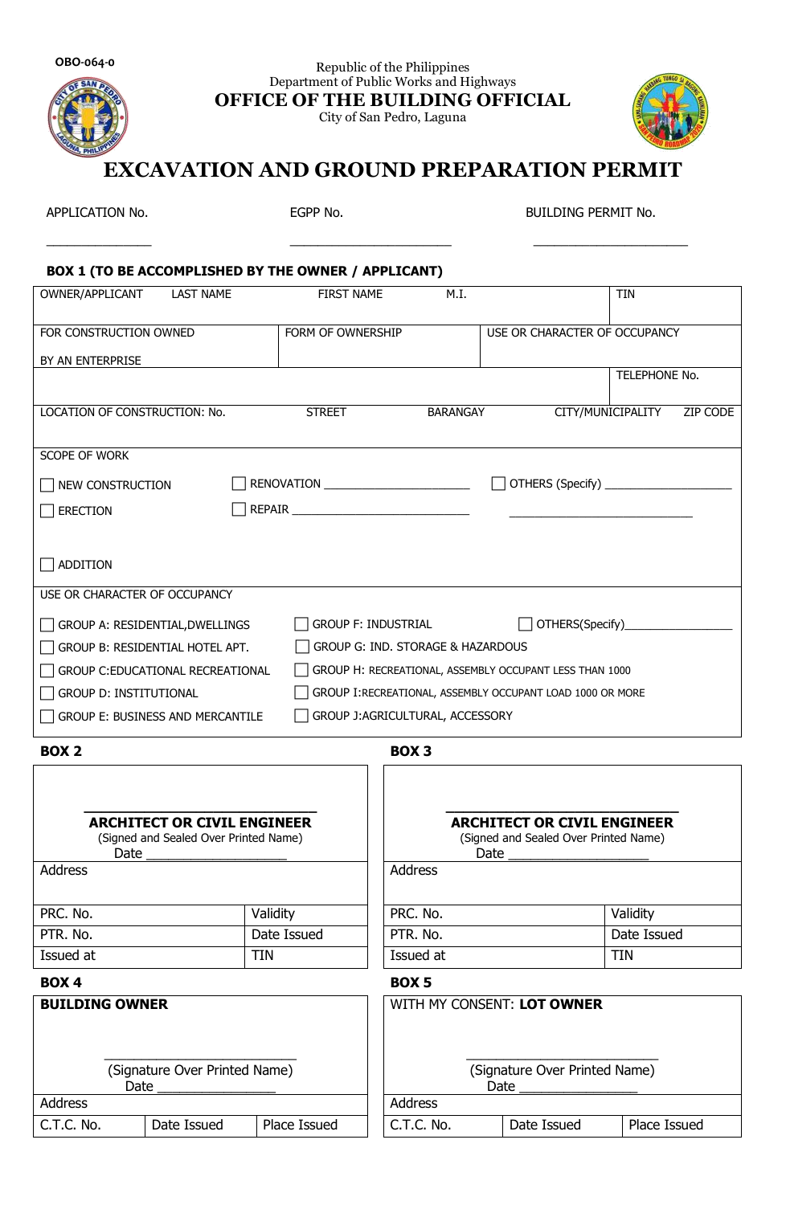OBO-064-0

Republic of the Philippines
Department of Public Works and Highways
**OFFICE OF THE BUILDING OFFICIAL**
City of San Pedro, Laguna

# EXCAVATION AND GROUND PREPARATION PERMIT

| APPLICATION No. | EGPP No. | BUILDING PERMIT No. |
|---|---|---|
| _______________ | _______________________ | ______________________ |

**BOX 1 (TO BE ACCOMPLISHED BY THE OWNER / APPLICANT)**

| OWNER/APPLICANT LAST NAME | FIRST NAME | M.I. | TIN |
|---|---|---|---|
| | | | |

| FOR CONSTRUCTION OWNED BY AN ENTERPRISE | FORM OF OWNERSHIP | USE OR CHARACTER OF OCCUPANCY |
|---|---|---|
| | | |

| | TELEPHONE No. |
|---|---|
| | |

| LOCATION OF CONSTRUCTION: No. | STREET | BARANGAY | CITY/MUNICIPALITY | ZIP CODE |
|---|---|---|---|---|
| | | | | |

SCOPE OF WORK

- ☐ NEW CONSTRUCTION
- ☐ ERECTION
- ☐ ADDITION
- ☐ RENOVATION _______________________
- ☐ REPAIR ____________________________
- ☐ OTHERS (Specify) ____________________ ____________________________

USE OR CHARACTER OF OCCUPANCY

- ☐ GROUP A: RESIDENTIAL,DWELLINGS
- ☐ GROUP B: RESIDENTIAL HOTEL APT.
- ☐ GROUP C:EDUCATIONAL RECREATIONAL
- ☐ GROUP D: INSTITUTIONAL
- ☐ GROUP E: BUSINESS AND MERCANTILE
- ☐ GROUP F: INDUSTRIAL
- ☐ GROUP G: IND. STORAGE & HAZARDOUS
- ☐ GROUP H: RECREATIONAL, ASSEMBLY OCCUPANT LESS THAN 1000
- ☐ GROUP I:RECREATIONAL, ASSEMBLY OCCUPANT LOAD 1000 OR MORE
- ☐ GROUP J:AGRICULTURAL, ACCESSORY
- ☐ OTHERS(Specify)_________________

**BOX 2**

_____________________________
**ARCHITECT OR CIVIL ENGINEER**
(Signed and Sealed Over Printed Name)
Date ___________________

| Address | |
|---|---|
| PRC. No. | Validity |
| PTR. No. | Date Issued |
| Issued at | TIN |

**BOX 3**

_____________________________
**ARCHITECT OR CIVIL ENGINEER**
(Signed and Sealed Over Printed Name)
Date ___________________

| Address | |
|---|---|
| PRC. No. | Validity |
| PTR. No. | Date Issued |
| Issued at | TIN |

**BOX 4**

**BUILDING OWNER**

____________________________
(Signature Over Printed Name)
Date ________________

| Address | | |
|---|---|---|
| C.T.C. No. | Date Issued | Place Issued |

**BOX 5**

WITH MY CONSENT: **LOT OWNER**

____________________________
(Signature Over Printed Name)
Date ________________

| Address | | |
|---|---|---|
| C.T.C. No. | Date Issued | Place Issued |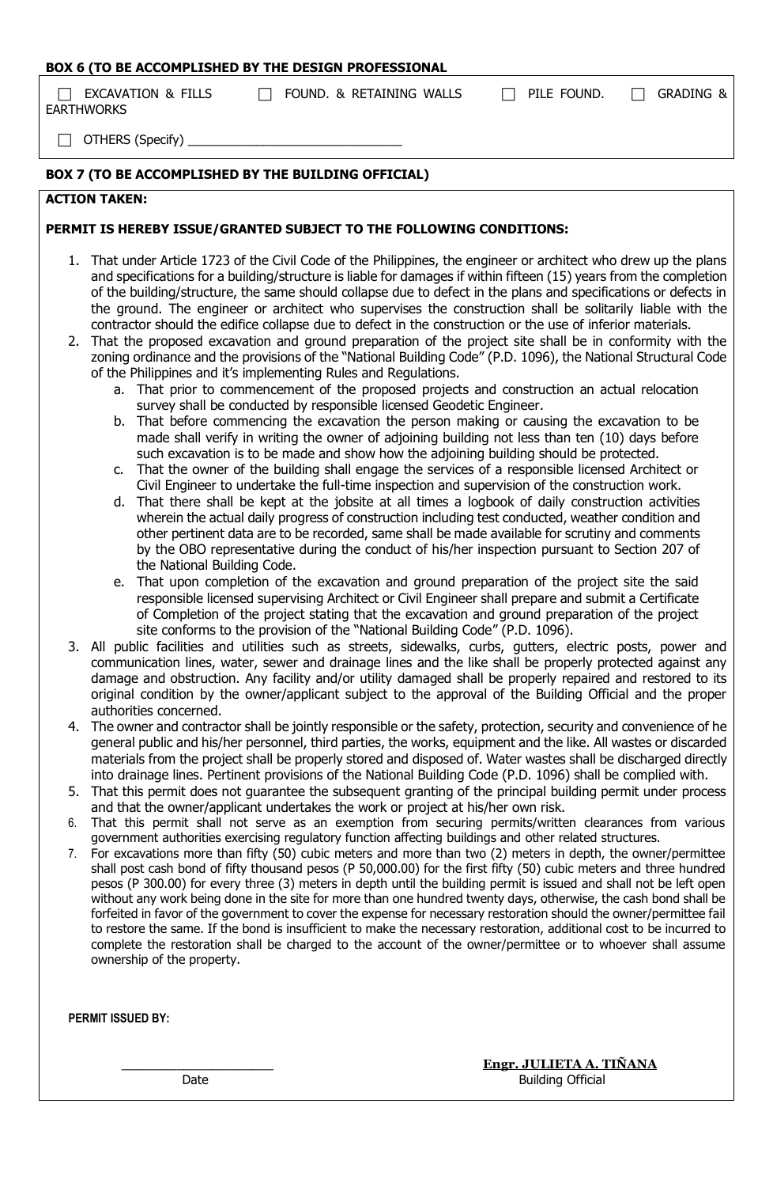**BOX 6 (TO BE ACCOMPLISHED BY THE DESIGN PROFESSIONAL**

☐ EXCAVATION & FILLS ☐ FOUND. & RETAINING WALLS ☐ PILE FOUND. ☐ GRADING & EARTHWORKS

☐ OTHERS (Specify) ______________________________

**BOX 7 (TO BE ACCOMPLISHED BY THE BUILDING OFFICIAL)**

**ACTION TAKEN:**

**PERMIT IS HEREBY ISSUE/GRANTED SUBJECT TO THE FOLLOWING CONDITIONS:**

1. That under Article 1723 of the Civil Code of the Philippines, the engineer or architect who drew up the plans and specifications for a building/structure is liable for damages if within fifteen (15) years from the completion of the building/structure, the same should collapse due to defect in the plans and specifications or defects in the ground. The engineer or architect who supervises the construction shall be solitarily liable with the contractor should the edifice collapse due to defect in the construction or the use of inferior materials.
2. That the proposed excavation and ground preparation of the project site shall be in conformity with the zoning ordinance and the provisions of the "National Building Code" (P.D. 1096), the National Structural Code of the Philippines and it's implementing Rules and Regulations.
   a. That prior to commencement of the proposed projects and construction an actual relocation survey shall be conducted by responsible licensed Geodetic Engineer.
   b. That before commencing the excavation the person making or causing the excavation to be made shall verify in writing the owner of adjoining building not less than ten (10) days before such excavation is to be made and show how the adjoining building should be protected.
   c. That the owner of the building shall engage the services of a responsible licensed Architect or Civil Engineer to undertake the full-time inspection and supervision of the construction work.
   d. That there shall be kept at the jobsite at all times a logbook of daily construction activities wherein the actual daily progress of construction including test conducted, weather condition and other pertinent data are to be recorded, same shall be made available for scrutiny and comments by the OBO representative during the conduct of his/her inspection pursuant to Section 207 of the National Building Code.
   e. That upon completion of the excavation and ground preparation of the project site the said responsible licensed supervising Architect or Civil Engineer shall prepare and submit a Certificate of Completion of the project stating that the excavation and ground preparation of the project site conforms to the provision of the "National Building Code" (P.D. 1096).
3. All public facilities and utilities such as streets, sidewalks, curbs, gutters, electric posts, power and communication lines, water, sewer and drainage lines and the like shall be properly protected against any damage and obstruction. Any facility and/or utility damaged shall be properly repaired and restored to its original condition by the owner/applicant subject to the approval of the Building Official and the proper authorities concerned.
4. The owner and contractor shall be jointly responsible or the safety, protection, security and convenience of he general public and his/her personnel, third parties, the works, equipment and the like. All wastes or discarded materials from the project shall be properly stored and disposed of. Water wastes shall be discharged directly into drainage lines. Pertinent provisions of the National Building Code (P.D. 1096) shall be complied with.
5. That this permit does not guarantee the subsequent granting of the principal building permit under process and that the owner/applicant undertakes the work or project at his/her own risk.
6. That this permit shall not serve as an exemption from securing permits/written clearances from various government authorities exercising regulatory function affecting buildings and other related structures.
7. For excavations more than fifty (50) cubic meters and more than two (2) meters in depth, the owner/permittee shall post cash bond of fifty thousand pesos (P 50,000.00) for the first fifty (50) cubic meters and three hundred pesos (P 300.00) for every three (3) meters in depth until the building permit is issued and shall not be left open without any work being done in the site for more than one hundred twenty days, otherwise, the cash bond shall be forfeited in favor of the government to cover the expense for necessary restoration should the owner/permittee fail to restore the same. If the bond is insufficient to make the necessary restoration, additional cost to be incurred to complete the restoration shall be charged to the account of the owner/permittee or to whoever shall assume ownership of the property.

**PERMIT ISSUED BY:**

______________________
Date

**Engr. JULIETA A. TIÑANA**
Building Official